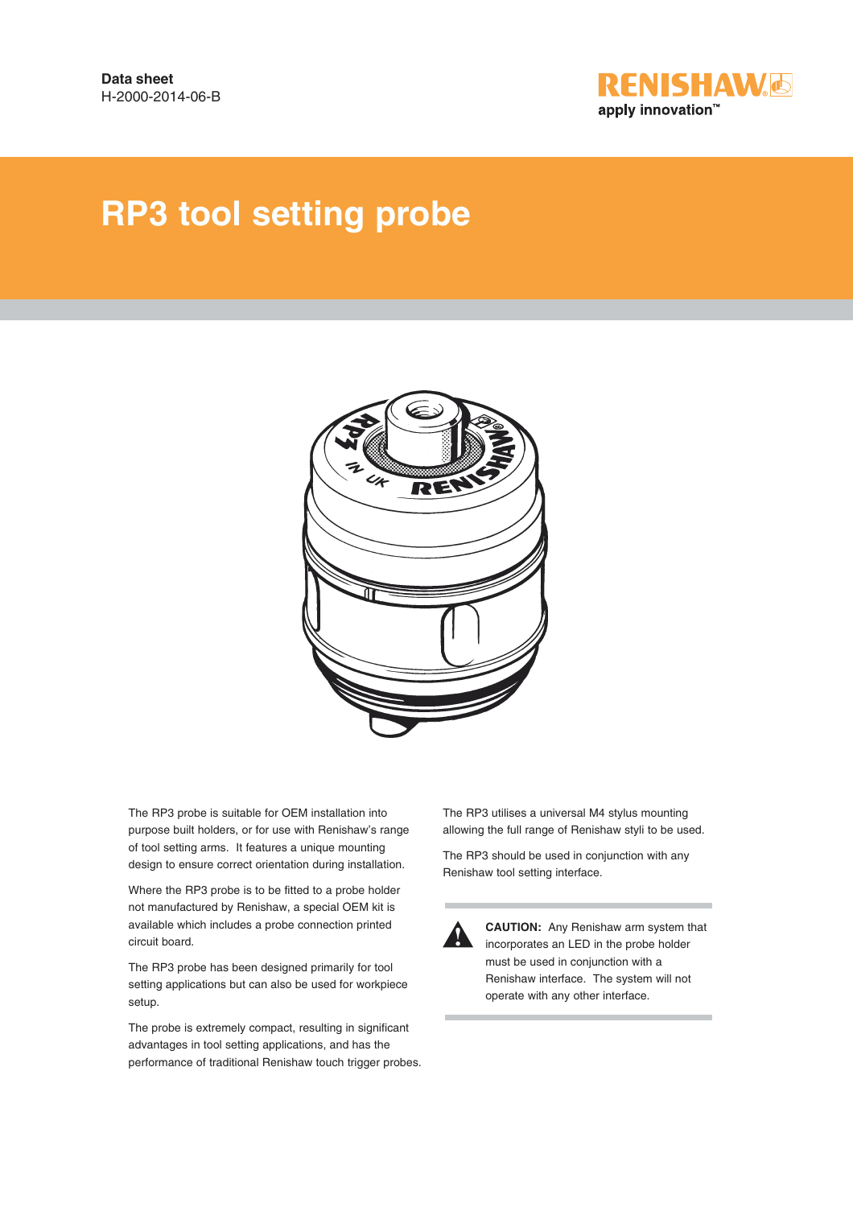**Data sheet**
H-2000-2014-06-B

RENISHAW
apply innovation™

# RP3 tool setting probe

The RP3 probe is suitable for OEM installation into purpose built holders, or for use with Renishaw's range of tool setting arms. It features a unique mounting design to ensure correct orientation during installation.

Where the RP3 probe is to be fitted to a probe holder not manufactured by Renishaw, a special OEM kit is available which includes a probe connection printed circuit board.

The RP3 probe has been designed primarily for tool setting applications but can also be used for workpiece setup.

The probe is extremely compact, resulting in significant advantages in tool setting applications, and has the performance of traditional Renishaw touch trigger probes.

The RP3 utilises a universal M4 stylus mounting allowing the full range of Renishaw styli to be used.

The RP3 should be used in conjunction with any Renishaw tool setting interface.

**CAUTION:** Any Renishaw arm system that incorporates an LED in the probe holder must be used in conjunction with a Renishaw interface. The system will not operate with any other interface.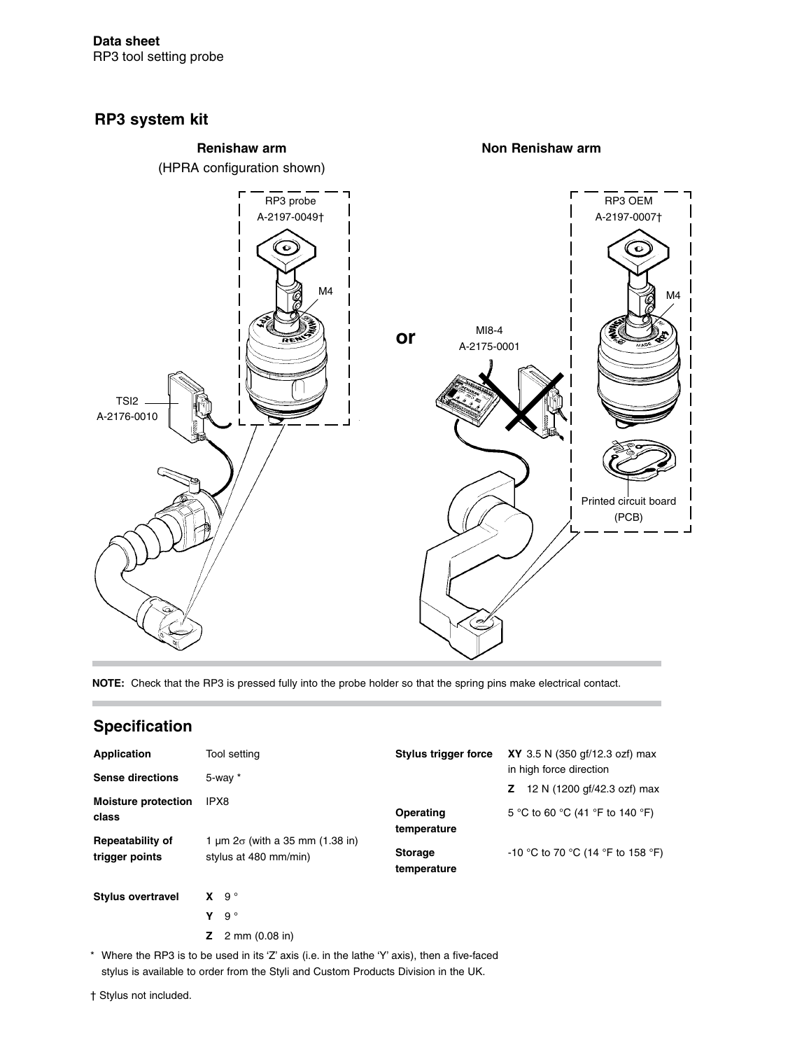## RP3 system kit

**Renishaw arm**

(HPRA configuration shown)

RP3 probe
A-2197-0049†

M4

TSI2
A-2176-0010

**or**

**Non Renishaw arm**

MI8-4
A-2175-0001

RP3 OEM
A-2197-0007†

M4

Printed circuit board
(PCB)

**NOTE:** Check that the RP3 is pressed fully into the probe holder so that the spring pins make electrical contact.

## Specification

| | |
|---|---|
| **Application** | Tool setting |
| **Sense directions** | 5-way * |
| **Moisture protection class** | IPX8 |
| **Repeatability of trigger points** | 1 µm 2σ (with a 35 mm (1.38 in) stylus at 480 mm/min) |
| **Stylus overtravel** | **X** 9 ° |
| | **Y** 9 ° |
| | **Z** 2 mm (0.08 in) |
| **Stylus trigger force** | **XY** 3.5 N (350 gf/12.3 ozf) max in high force direction |
| | **Z** 12 N (1200 gf/42.3 ozf) max |
| **Operating temperature** | 5 °C to 60 °C (41 °F to 140 °F) |
| **Storage temperature** | -10 °C to 70 °C (14 °F to 158 °F) |

\* Where the RP3 is to be used in its 'Z' axis (i.e. in the lathe 'Y' axis), then a five-faced stylus is available to order from the Styli and Custom Products Division in the UK.

† Stylus not included.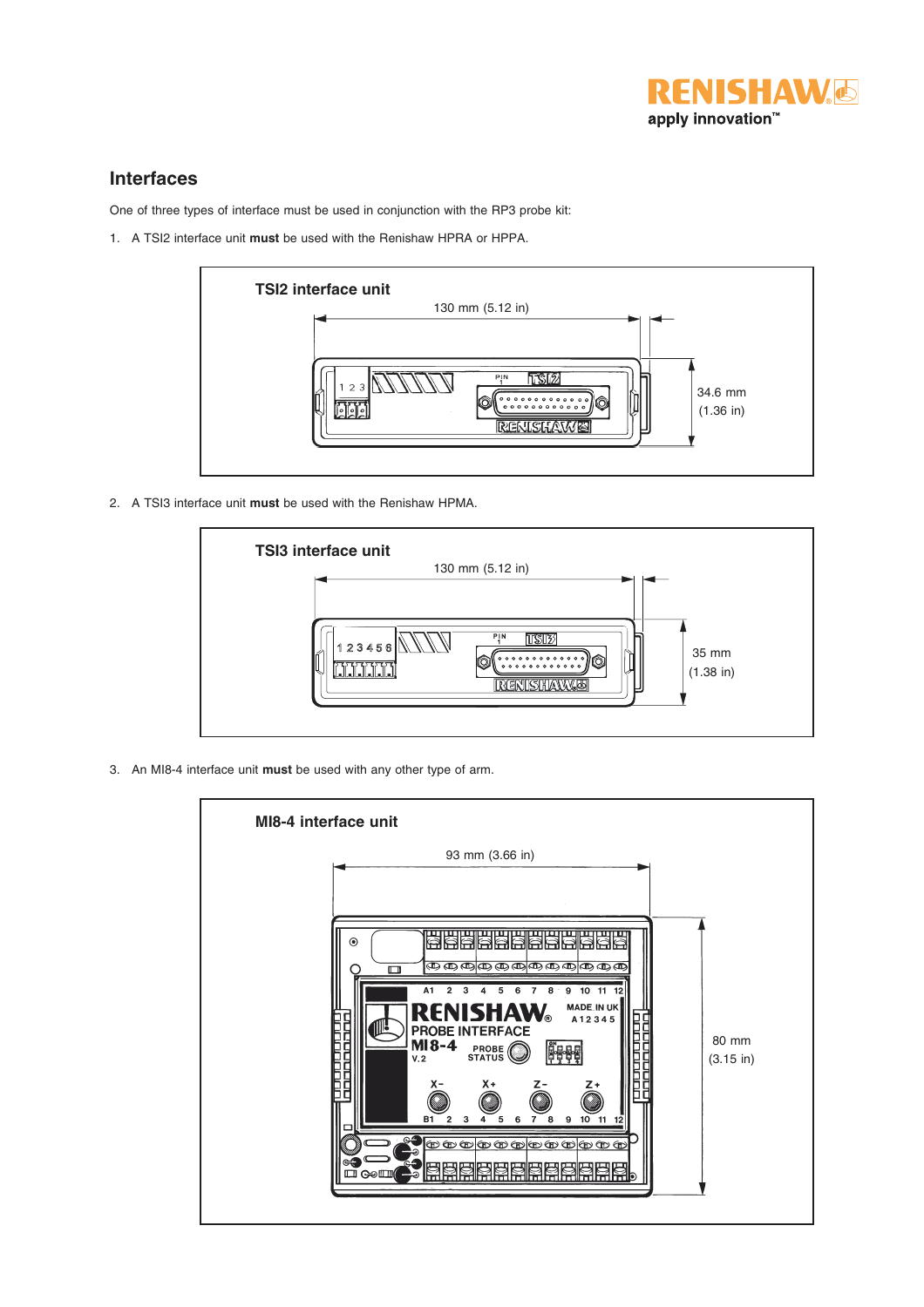## Interfaces

One of three types of interface must be used in conjunction with the RP3 probe kit:

1. A TSI2 interface unit **must** be used with the Renishaw HPRA or HPPA.

**TSI2 interface unit**

130 mm (5.12 in)

34.6 mm (1.36 in)

2. A TSI3 interface unit **must** be used with the Renishaw HPMA.

**TSI3 interface unit**

130 mm (5.12 in)

35 mm (1.38 in)

3. An MI8-4 interface unit **must** be used with any other type of arm.

**MI8-4 interface unit**

93 mm (3.66 in)

80 mm (3.15 in)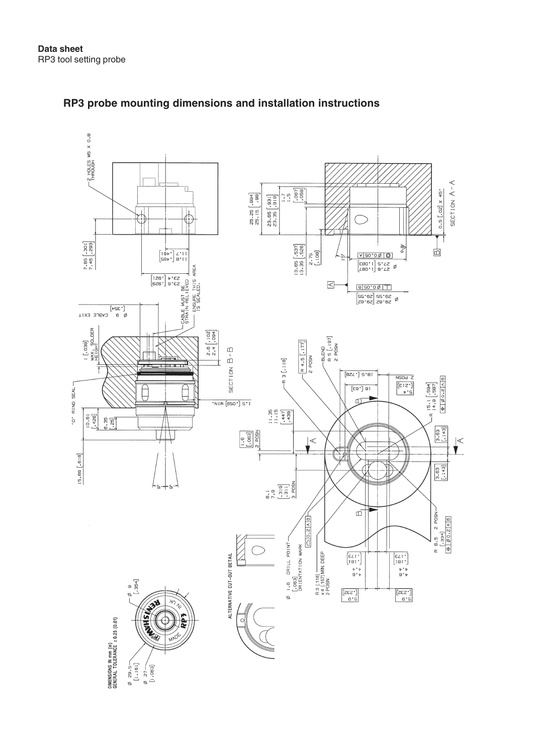## RP3 probe mounting dimensions and installation instructions

DIMENSIONS IN mm (in)
GENERAL TOLERANCE ± 0.25 (0.01)

Ø 29.5 [1.161]
Ø 27 [1.063]
Ø 9 [.354]

ALTERNATIVE CUT-OUT DETAIL

15.69 [.618]
10.81 [.426]
6.35 [.25]
"O" RING SEAL
1 [.039] MAX. SOLDER HEIGHT
Ø 9 CABLE EXIT [.354]
CABLE MUST BE STRAIN RELIEVED
ENSURE THIS AREA IS SEALED.
2.6 [.102]
2.4 [.094]
SECTION B - B
1.5 [.059] MIN.
6°
6°

2 HOLES M5 X 0.8 THROUGH
7.65 [.301]
7.45 [.293]
11.7 [.461]
11.8 [.465]
23.4 [.921]
23.6 [.929]

25.25 [.994]
25.15 [.99]
23.65 [.931]
23.35 [.919]
1.7 [.067]
1.5 [.059]
13.65 [.537]
13.35 [.526]
2.75 [.108]
15°
Ø 27.5 [1.083]
Ø 27.6 [1.087]
Ø 0.05 A
Ø 29.55 [29.55]
Ø 29.62 [29.62]
⊥ Ø 0.05 B
0.8
0.5 [.02] x 45°
SECTION A - A

R 3 [.118]
R 4.5 [.177] 2 POSN
BLEND R 5 [.197] 2 POSN
18.5 [.728]
16 [.63]
5.4 [.213] 2 POSN
15.1 [.594]
14.9 [.587]
⌖ Ø 0.2 A B
3.63 [.143]
3.63 [.143]
11.35 [.447]
11.15 [.439]
1.6 [.063] 2 POSN
8.1 [.319]
7.9 [.311] 3 POSN
○ 0.2 A B
Ø 1.6 [.063] DRILL POINT ORIENTATION MARK
R 3 [.118] x 4 [.157] MIN. DEEP 2 POSN
4.6 [.181]
4.4 [.173]
5.9 [.232]
R 8.5 [.334] 2 POSN
⌖ Ø 0.2 A B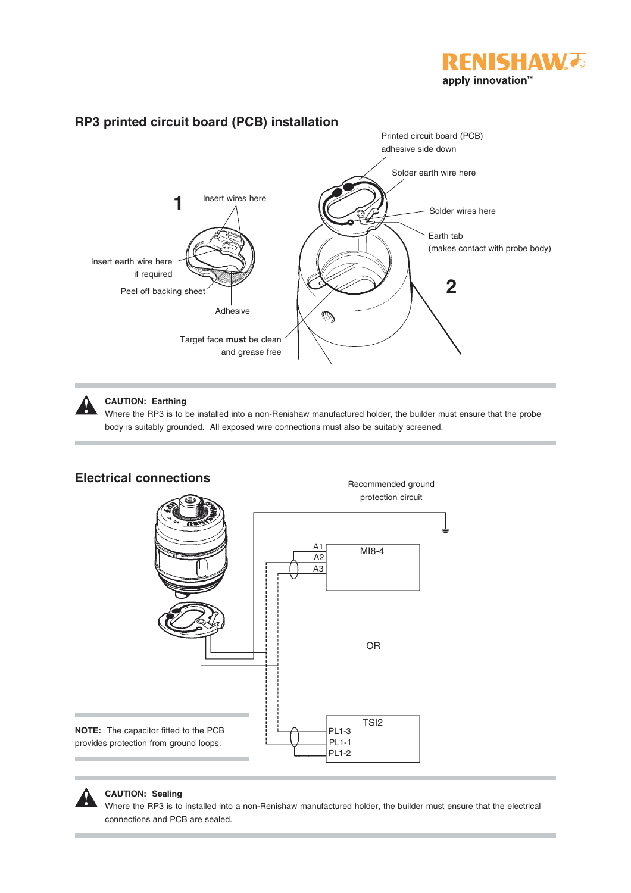## RP3 printed circuit board (PCB) installation

1

Insert wires here

Insert earth wire here if required

Peel off backing sheet

Adhesive

Target face **must** be clean and grease free

Printed circuit board (PCB) adhesive side down

Solder earth wire here

Solder wires here

Earth tab (makes contact with probe body)

2

**CAUTION: Earthing**

Where the RP3 is to be installed into a non-Renishaw manufactured holder, the builder must ensure that the probe body is suitably grounded. All exposed wire connections must also be suitably screened.

## Electrical connections

Recommended ground protection circuit

MI8-4

A1

A2

A3

OR

TSI2

PL1-3

PL1-1

PL1-2

**NOTE:** The capacitor fitted to the PCB provides protection from ground loops.

**CAUTION: Sealing**

Where the RP3 is to installed into a non-Renishaw manufactured holder, the builder must ensure that the electrical connections and PCB are sealed.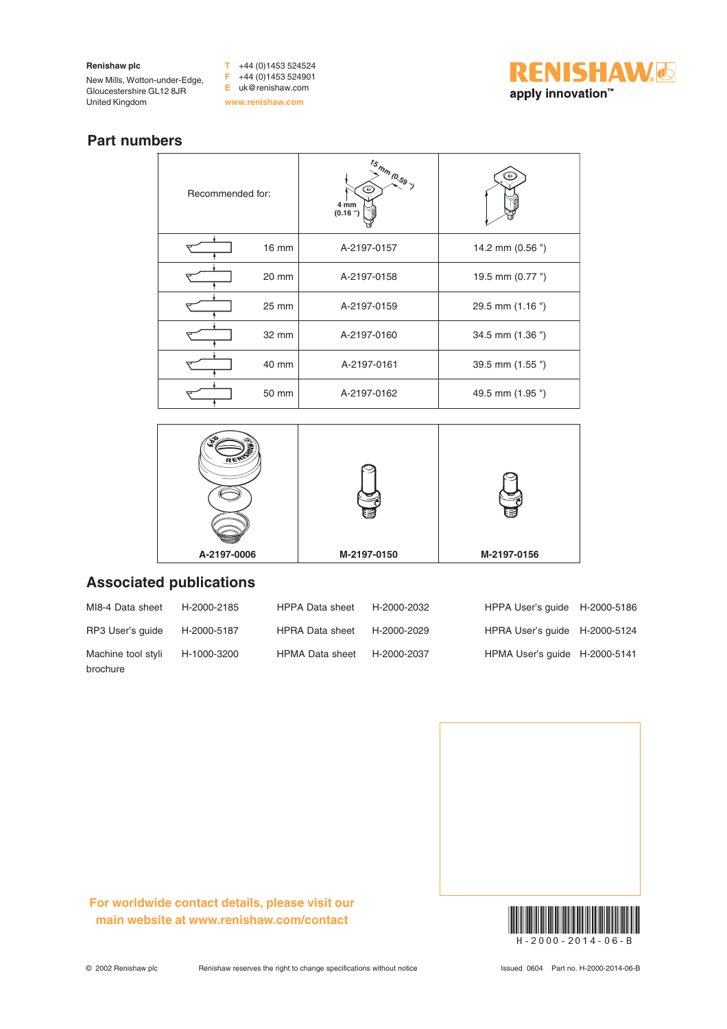**Renishaw plc**

New Mills, Wotton-under-Edge,
Gloucestershire GL12 8JR
United Kingdom

T +44 (0)1453 524524
F +44 (0)1453 524901
E uk@renishaw.com
www.renishaw.com

RENISHAW
apply innovation™

## Part numbers

| Recommended for: | 15 mm (0.59 ") / 4 mm (0.16 ") | |
|---|---|---|
| 16 mm | A-2197-0157 | 14.2 mm (0.56 ") |
| 20 mm | A-2197-0158 | 19.5 mm (0.77 ") |
| 25 mm | A-2197-0159 | 29.5 mm (1.16 ") |
| 32 mm | A-2197-0160 | 34.5 mm (1.36 ") |
| 40 mm | A-2197-0161 | 39.5 mm (1.55 ") |
| 50 mm | A-2197-0162 | 49.5 mm (1.95 ") |

| | | |
|---|---|---|
| A-2197-0006 | M-2197-0150 | M-2197-0156 |

## Associated publications

| | | | | | |
|---|---|---|---|---|---|
| MI8-4 Data sheet | H-2000-2185 | HPPA Data sheet | H-2000-2032 | HPPA User's guide | H-2000-5186 |
| RP3 User's guide | H-2000-5187 | HPRA Data sheet | H-2000-2029 | HPRA User's guide | H-2000-5124 |
| Machine tool styli brochure | H-1000-3200 | HPMA Data sheet | H-2000-2037 | HPMA User's guide | H-2000-5141 |

**For worldwide contact details, please visit our main website at www.renishaw.com/contact**

H-2000-2014-06-B

© 2002 Renishaw plc    Renishaw reserves the right to change specifications without notice    Issued 0604    Part no. H-2000-2014-06-B